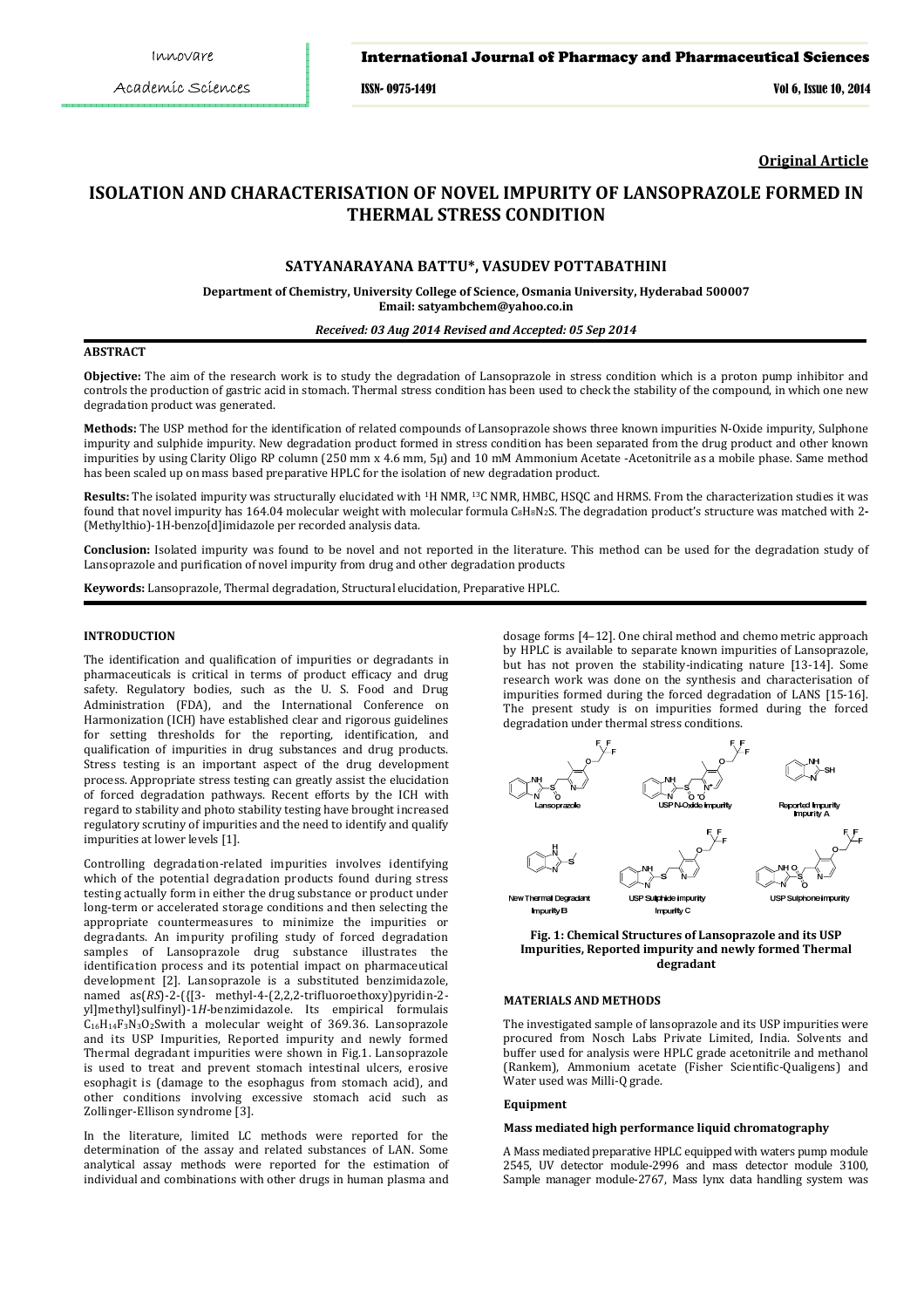**Original Article**

# ISOLATION AND CHARACTERISATION OF NOVEL IMPURITY OF LANSOPRAZOLE FORMED IN THERMAL STRESS CONDITION

## SATYANARAYANA BATTU*, VASUDEV POTTABATHINI

**Department of Chemistry, University College of Science, Osmania University, Hyderabad 500007**
**Email: satyambchem@yahoo.co.in**

*Received: 03 Aug 2014 Revised and Accepted: 05 Sep 2014*

### ABSTRACT

**Objective:** The aim of the research work is to study the degradation of Lansoprazole in stress condition which is a proton pump inhibitor and controls the production of gastric acid in stomach. Thermal stress condition has been used to check the stability of the compound, in which one new degradation product was generated.

**Methods:** The USP method for the identification of related compounds of Lansoprazole shows three known impurities N-Oxide impurity, Sulphone impurity and sulphide impurity. New degradation product formed in stress condition has been separated from the drug product and other known impurities by using Clarity Oligo RP column (250 mm x 4.6 mm, 5μ) and 10 mM Ammonium Acetate -Acetonitrile as a mobile phase. Same method has been scaled up on mass based preparative HPLC for the isolation of new degradation product.

**Results:** The isolated impurity was structurally elucidated with [1]H NMR, [13]C NMR, HMBC, HSQC and HRMS. From the characterization studies it was found that novel impurity has 164.04 molecular weight with molecular formula $C_8H_8N_2S$. The degradation product's structure was matched with 2-(Methylthio)-1H-benzo[d]imidazole per recorded analysis data.

**Conclusion:** Isolated impurity was found to be novel and not reported in the literature. This method can be used for the degradation study of Lansoprazole and purification of novel impurity from drug and other degradation products

**Keywords:** Lansoprazole, Thermal degradation, Structural elucidation, Preparative HPLC.

### INTRODUCTION

The identification and qualification of impurities or degradants in pharmaceuticals is critical in terms of product efficacy and drug safety. Regulatory bodies, such as the U. S. Food and Drug Administration (FDA), and the International Conference on Harmonization (ICH) have established clear and rigorous guidelines for setting thresholds for the reporting, identification, and qualification of impurities in drug substances and drug products. Stress testing is an important aspect of the drug development process. Appropriate stress testing can greatly assist the elucidation of forced degradation pathways. Recent efforts by the ICH with regard to stability and photo stability testing have brought increased regulatory scrutiny of impurities and the need to identify and qualify impurities at lower levels [1].

Controlling degradation-related impurities involves identifying which of the potential degradation products found during stress testing actually form in either the drug substance or product under long-term or accelerated storage conditions and then selecting the appropriate countermeasures to minimize the impurities or degradants. An impurity profiling study of forced degradation samples of Lansoprazole drug substance illustrates the identification process and its potential impact on pharmaceutical development [2]. Lansoprazole is a substituted benzimidazole, named as(*RS*)-2-({[3- methyl-4-(2,2,2-trifluoroethoxy)pyridin-2-yl]methyl}sulfinyl)-1*H*-benzimidazole. Its empirical formulais $C_{16}H_{14}F_3N_3O_2S$with a molecular weight of 369.36. Lansoprazole and its USP Impurities, Reported impurity and newly formed Thermal degradant impurities were shown in Fig.1. Lansoprazole is used to treat and prevent stomach intestinal ulcers, erosive esophagitis (damage to the esophagus from stomach acid), and other conditions involving excessive stomach acid such as Zollinger-Ellison syndrome [3].

In the literature, limited LC methods were reported for the determination of the assay and related substances of LAN. Some analytical assay methods were reported for the estimation of individual and combinations with other drugs in human plasma and dosage forms [4–12]. One chiral method and chemo metric approach by HPLC is available to separate known impurities of Lansoprazole, but has not proven the stability-indicating nature [13-14]. Some research work was done on the synthesis and characterisation of impurities formed during the forced degradation of LANS [15-16]. The present study is on impurities formed during the forced degradation under thermal stress conditions.

Lansoprazole | USP N-Oxide impurity | Reported Impurity Impurity A | New Thermal Degradant Impurity B | USP Sulphide impurity Impurity C | USP Sulphone impurity

**Fig. 1: Chemical Structures of Lansoprazole and its USP Impurities, Reported impurity and newly formed Thermal degradant**

### MATERIALS AND METHODS

The investigated sample of lansoprazole and its USP impurities were procured from Nosch Labs Private Limited, India. Solvents and buffer used for analysis were HPLC grade acetonitrile and methanol (Rankem), Ammonium acetate (Fisher Scientific-Qualigens) and Water used was Milli-Q grade.

#### Equipment

#### Mass mediated high performance liquid chromatography

A Mass mediated preparative HPLC equipped with waters pump module 2545, UV detector module-2996 and mass detector module 3100, Sample manager module-2767, Mass lynx data handling system was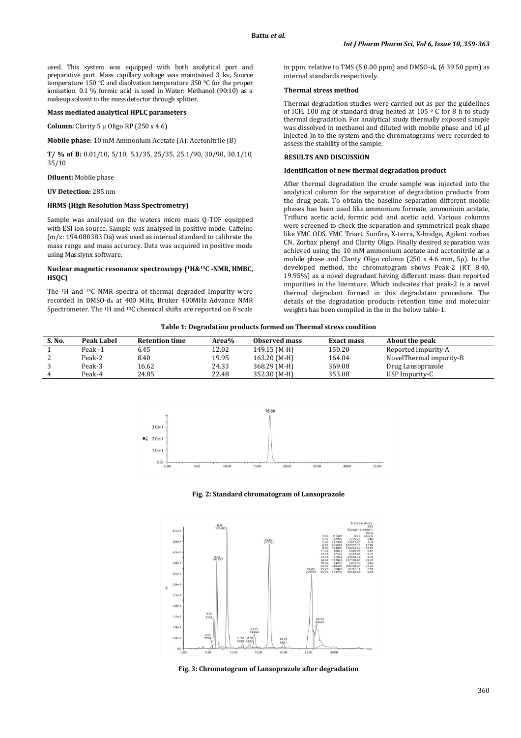used. This system was equipped with both analytical port and preparative port. Mass capillary voltage was maintained 3 kv, Source temperature 150 $^0$C and disolvation temperature 350 $^0$C for the proper ionisation. 0.1 % formic acid is used in Water: Methanol (90:10) as a makeup solvent to the mass detector through splitter.

### Mass mediated analytical HPLC parameters

**Column:** Clarity 5 µ Oligo RP (250 x 4.6)

**Mobile phase:** 10 mM Ammonium Acetate (A): Acetonitrile (B)

**T/ % of B:** 0.01/10, 5/10, 5.1/35, 25/35, 25.1/90, 30/90, 30.1/10, 35/10

**Diluent:** Mobile phase

**UV Detection:** 285 nm

### HRMS (High Resolution Mass Spectrometry)

Sample was analysed on the waters micro mass Q-TOF equipped with ESI ion source. Sample was analysed in positive mode. Caffeine (m/z: 194.080383 Da) was used as internal standard to calibrate the mass range and mass accuracy. Data was acquired in positive mode using Masslynx software.

### Nuclear magnetic resonance spectroscopy ($^1$H&$^{13}$C -NMR, HMBC, HSQC)

The $^1$H and $^{13}$C NMR spectra of thermal degraded Impurity were recorded in DMSO-d$_6$ at 400 MHz, Bruker 400MHz Advance NMR Spectrometer. The $^1$H and $^{13}$C chemical shifts are reported on δ scale in ppm, relative to TMS (δ 0.00 ppm) and DMSO-d$_6$ (δ 39.50 ppm) as internal standards respectively.

### Thermal stress method

Thermal degradation studies were carried out as per the guidelines of ICH. 100 mg of standard drug heated at 105 $^o$ C for 8 h to study thermal degradation. For analytical study thermally exposed sample was dissolved in methanol and diluted with mobile phase and 10 µl injected in to the system and the chromatograms were recorded to assess the stability of the sample.

## RESULTS AND DISCUSSION

### Identification of new thermal degradation product

After thermal degradation the crude sample was injected into the analytical column for the separation of degradation products from the drug peak. To obtain the baseline separation different mobile phases has been used like ammonium formate, ammonium acetate, Trifluro acetic acid, formic acid and acetic acid. Various columns were screened to check the separation and symmetrical peak shape like YMC ODS, YMC Triart, Sunfire, X-terra, X-bridge, Agilent zorbax CN, Zorbax phenyl and Clarity Oligo. Finally desired separation was achieved using the 10 mM ammonium acetate and acetonitrile as a mobile phase and Clarity Oligo column (250 x 4.6 mm, 5µ). In the developed method, the chromatogram shows Peak-2 (RT 8.40, 19.95%) as a novel degradant having different mass than reported impurities in the literature. Which indicates that peak-2 is a novel thermal degradant formed in this degradation procedure. The details of the degradation products retention time and molecular weights has been compiled in the in the below table-1.

**Table 1: Degradation products formed on Thermal stress condition**

| S. No. | Peak Label | Retention time | Area% | Observed mass | Exact mass | About the peak |
|---|---|---|---|---|---|---|
| 1 | Peak -1 | 6.45 | 12.02 | 149.15 (M-H) | 150.20 | Reported Impurity-A |
| 2 | Peak-2 | 8.40 | 19.95 | 163.20 (M-H) | 164.04 | NovelThermal impurity-B |
| 3 | Peak-3 | 16.62 | 24.33 | 368.29 (M-H) | 369.08 | Drug Lansoprazole |
| 4 | Peak-4 | 24.85 | 22.48 | 352.30 (M-H) | 353.08 | USP Impurity-C |

**Fig. 2: Standard chromatogram of Lansoprazole**

**Fig. 3: Chromatogram of Lansoprazole after degradation**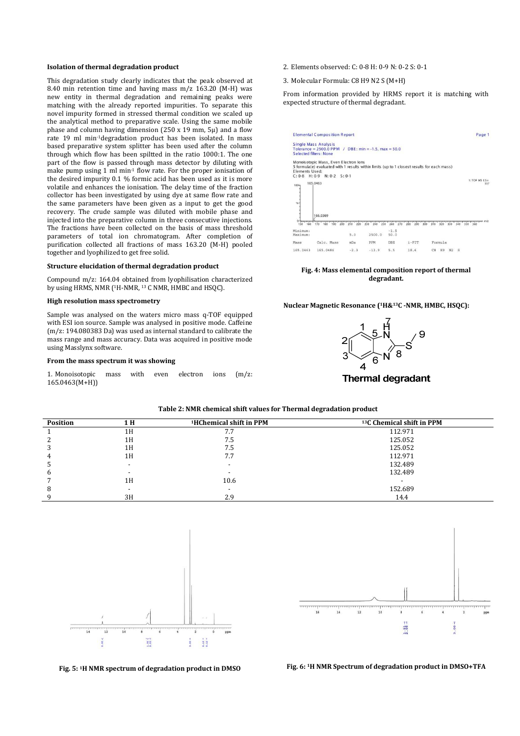### Isolation of thermal degradation product

This degradation study clearly indicates that the peak observed at 8.40 min retention time and having mass m/z 163.20 (M-H) was new entity in thermal degradation and remaining peaks were matching with the already reported impurities. To separate this novel impurity formed in stressed thermal condition we scaled up the analytical method to preparative scale. Using the same mobile phase and column having dimension (250 x 19 mm, 5μ) and a flow rate 19 ml min$^{-1}$degradation product has been isolated. In mass based preparative system splitter has been used after the column through which flow has been spiltted in the ratio 1000:1. The one part of the flow is passed through mass detector by diluting with make pump using 1 ml min$^{-1}$ flow rate. For the proper ionisation of the desired impurity 0.1 % formic acid has been used as it is more volatile and enhances the ionisation. The delay time of the fraction collector has been investigated by using dye at same flow rate and the same parameters have been given as a input to get the good recovery. The crude sample was diluted with mobile phase and injected into the preparative column in three consecutive injections. The fractions have been collected on the basis of mass threshold parameters of total ion chromatogram. After completion of purification collected all fractions of mass 163.20 (M-H) pooled together and lyophilized to get free solid.

### Structure elucidation of thermal degradation product

Compound m/z: 164.04 obtained from lyophilisation characterized by using HRMS, NMR ($^{1}$H-NMR, $^{13}$C NMR, HMBC and HSQC).

### High resolution mass spectrometry

Sample was analysed on the waters micro mass q-TOF equipped with ESI ion source. Sample was analysed in positive mode. Caffeine (m/z: 194.080383 Da) was used as internal standard to calibrate the mass range and mass accuracy. Data was acquired in positive mode using Masslynx software.

### From the mass spectrum it was showing

1. Monoisotopic mass with even electron ions (m/z: 165.0463(M+H))
2. Elements observed: C: 0-8 H: 0-9 N: 0-2 S: 0-1
3. Molecular Formula: C8 H9 N2 S (M+H)

From information provided by HRMS report it is matching with expected structure of thermal degradant.

Fig. 4: Mass elemental composition report of thermal degradant.

### Nuclear Magnetic Resonance ($^{1}$H&$^{13}$C -NMR, HMBC, HSQC):

Thermal degradant

**Table 2: NMR chemical shift values for Thermal degradation product**

| Position | 1 H | $^{1}$HChemical shift in PPM | $^{13}$C Chemical shift in PPM |
|---|---|---|---|
| 1 | 1H | 7.7 | 112.971 |
| 2 | 1H | 7.5 | 125.052 |
| 3 | 1H | 7.5 | 125.052 |
| 4 | 1H | 7.7 | 112.971 |
| 5 | - | - | 132.489 |
| 6 | - | - | 132.489 |
| 7 | 1H | 10.6 | - |
| 8 | - | - | 152.689 |
| 9 | 3H | 2.9 | 14.4 |

Fig. 5: $^{1}$H NMR spectrum of degradation product in DMSO

Fig. 6: $^{1}$H NMR Spectrum of degradation product in DMSO+TFA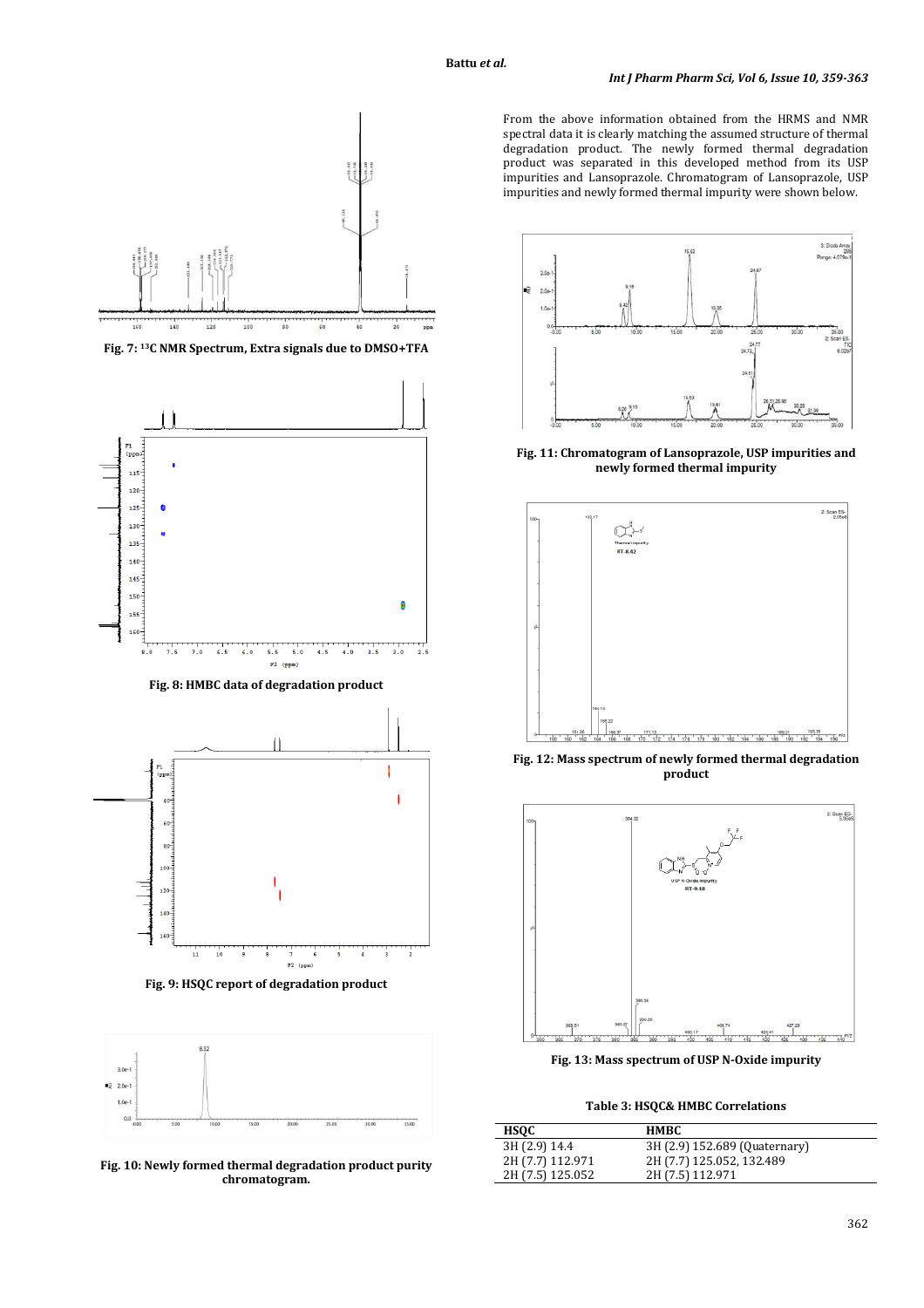Fig. 7: $^{13}$C NMR Spectrum, Extra signals due to DMSO+TFA

Fig. 8: HMBC data of degradation product

Fig. 9: HSQC report of degradation product

Fig. 10: Newly formed thermal degradation product purity chromatogram.

From the above information obtained from the HRMS and NMR spectral data it is clearly matching the assumed structure of thermal degradation product. The newly formed thermal degradation product was separated in this developed method from its USP impurities and Lansoprazole. Chromatogram of Lansoprazole, USP impurities and newly formed thermal impurity were shown below.

Fig. 11: Chromatogram of Lansoprazole, USP impurities and newly formed thermal impurity

Fig. 12: Mass spectrum of newly formed thermal degradation product

Fig. 13: Mass spectrum of USP N-Oxide impurity

Table 3: HSQC& HMBC Correlations

| HSQC | HMBC |
|---|---|
| 3H (2.9) 14.4 | 3H (2.9) 152.689 (Quaternary) |
| 2H (7.7) 112.971 | 2H (7.7) 125.052, 132.489 |
| 2H (7.5) 125.052 | 2H (7.5) 112.971 |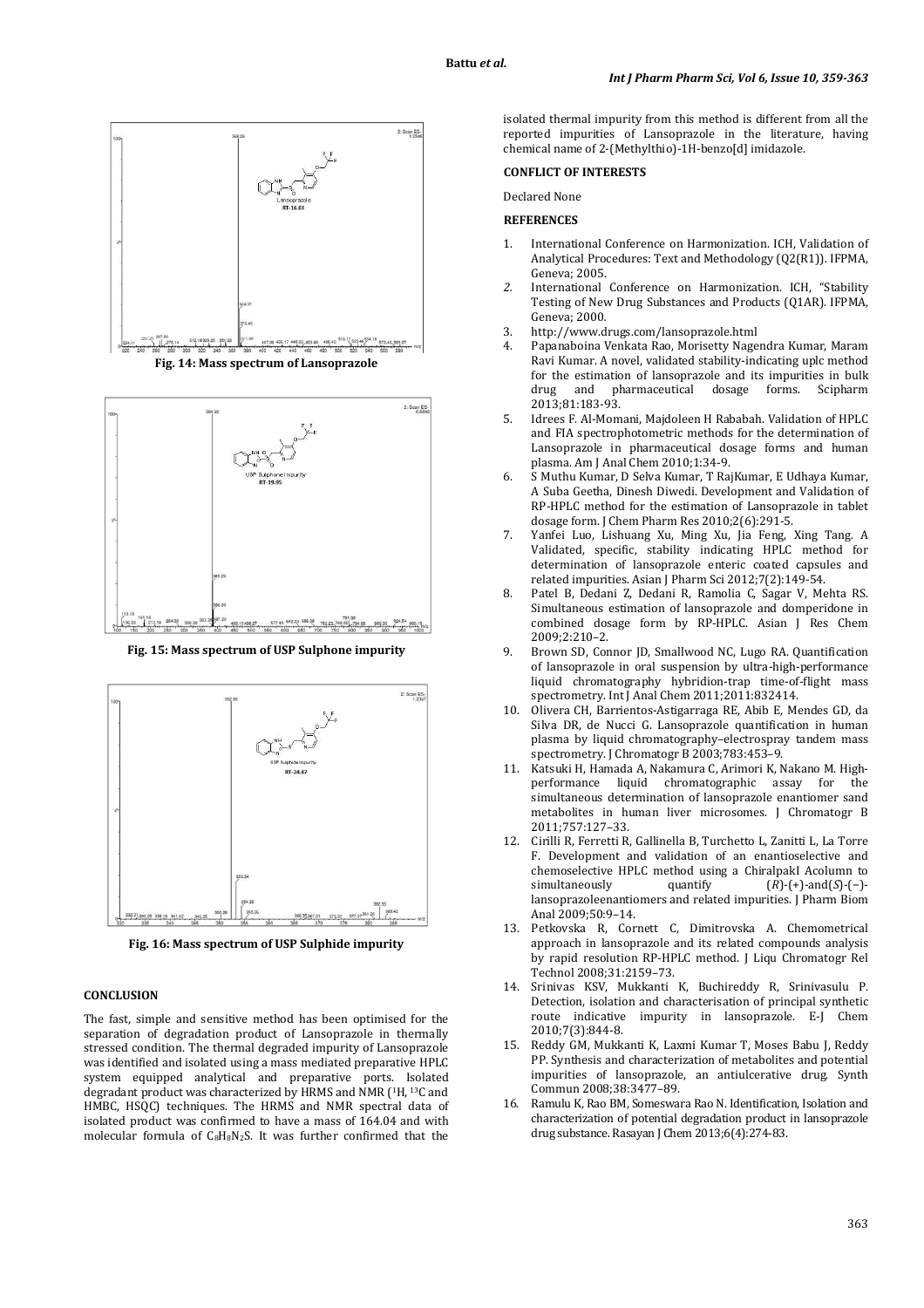Fig. 14: Mass spectrum of Lansoprazole

Fig. 15: Mass spectrum of USP Sulphone impurity

Fig. 16: Mass spectrum of USP Sulphide impurity

## CONCLUSION

The fast, simple and sensitive method has been optimised for the separation of degradation product of Lansoprazole in thermally stressed condition. The thermal degraded impurity of Lansoprazole was identified and isolated using a mass mediated preparative HPLC system equipped analytical and preparative ports. Isolated degradant product was characterized by HRMS and NMR ($^{1}H$, $^{13}C$ and HMBC, HSQC) techniques. The HRMS and NMR spectral data of isolated product was confirmed to have a mass of 164.04 and with molecular formula of $C_8H_8N_2S$. It was further confirmed that the isolated thermal impurity from this method is different from all the reported impurities of Lansoprazole in the literature, having chemical name of 2-(Methylthio)-1H-benzo[d] imidazole.

## CONFLICT OF INTERESTS

Declared None

## REFERENCES

1. International Conference on Harmonization. ICH, Validation of Analytical Procedures: Text and Methodology (Q2(R1)). IFPMA, Geneva; 2005.
2. International Conference on Harmonization. ICH, "Stability Testing of New Drug Substances and Products (Q1AR). IFPMA, Geneva; 2000.
3. http://www.drugs.com/lansoprazole.html
4. Papanaboina Venkata Rao, Morisetty Nagendra Kumar, Maram Ravi Kumar. A novel, validated stability-indicating uplc method for the estimation of lansoprazole and its impurities in bulk drug and pharmaceutical dosage forms. Scipharm 2013;81:183-93.
5. Idrees F. Al-Momani, Majdoleen H Rababah. Validation of HPLC and FIA spectrophotometric methods for the determination of Lansoprazole in pharmaceutical dosage forms and human plasma. Am J Anal Chem 2010;1:34-9.
6. S Muthu Kumar, D Selva Kumar, T RajKumar, E Udhaya Kumar, A Suba Geetha, Dinesh Diwedi. Development and Validation of RP-HPLC method for the estimation of Lansoprazole in tablet dosage form. J Chem Pharm Res 2010;2(6):291-5.
7. Yanfei Luo, Lishuang Xu, Ming Xu, Jia Feng, Xing Tang. A Validated, specific, stability indicating HPLC method for determination of lansoprazole enteric coated capsules and related impurities. Asian J Pharm Sci 2012;7(2):149-54.
8. Patel B, Dedani Z, Dedani R, Ramolia C, Sagar V, Mehta RS. Simultaneous estimation of lansoprazole and domperidone in combined dosage form by RP-HPLC. Asian J Res Chem 2009;2:210–2.
9. Brown SD, Connor JD, Smallwood NC, Lugo RA. Quantification of lansoprazole in oral suspension by ultra-high-performance liquid chromatography hybridion-trap time-of-flight mass spectrometry. Int J Anal Chem 2011;2011:832414.
10. Olivera CH, Barrientos-Astigarraga RE, Abib E, Mendes GD, da Silva DR, de Nucci G. Lansoprazole quantification in human plasma by liquid chromatography–electrospray tandem mass spectrometry. J Chromatogr B 2003;783:453–9.
11. Katsuki H, Hamada A, Nakamura C, Arimori K, Nakano M. High-performance liquid chromatographic assay for the simultaneous determination of lansoprazole enantiomer sand metabolites in human liver microsomes. J Chromatogr B 2011;757:127–33.
12. Cirilli R, Ferretti R, Gallinella B, Turchetto L, Zanitti L, La Torre F. Development and validation of an enantioselective and chemoselective HPLC method using a ChiralpakI Acolumn to simultaneously quantify (*R*)-(+)-and(*S*)-(−)-lansoprazoleenantiomers and related impurities. J Pharm Biom Anal 2009;50:9–14.
13. Petkovska R, Cornett C, Dimitrovska A. Chemometrical approach in lansoprazole and its related compounds analysis by rapid resolution RP-HPLC method. J Liqu Chromatogr Rel Technol 2008;31:2159–73.
14. Srinivas KSV, Mukkanti K, Buchireddy R, Srinivasulu P. Detection, isolation and characterisation of principal synthetic route indicative impurity in lansoprazole. E-J Chem 2010;7(3):844-8.
15. Reddy GM, Mukkanti K, Laxmi Kumar T, Moses Babu J, Reddy PP. Synthesis and characterization of metabolites and potential impurities of lansoprazole, an antiulcerative drug. Synth Commun 2008;38:3477–89.
16. Ramulu K, Rao BM, Someswara Rao N. Identification, Isolation and characterization of potential degradation product in lansoprazole drug substance. Rasayan J Chem 2013;6(4):274-83.